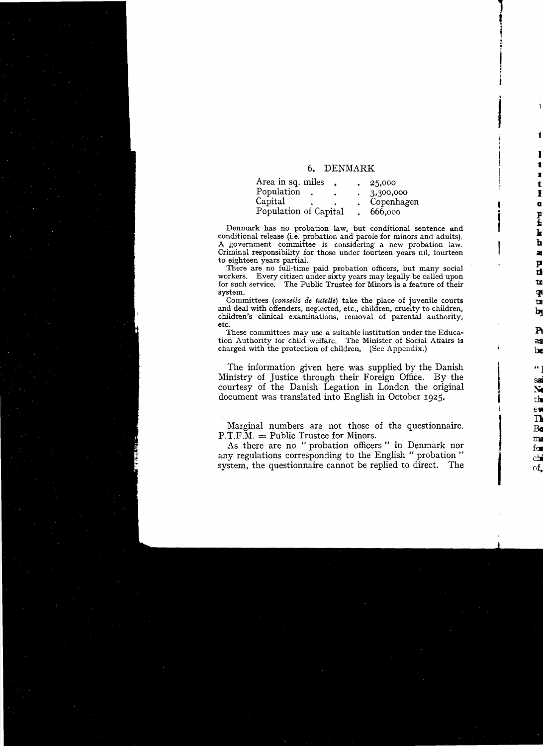## 6. DENMARK

| | |
|---|---|
| Area in sq. miles | 25,000 |
| Population | 3,300,000 |
| Capital | Copenhagen |
| Population of Capital | 666,000 |

Denmark has no probation law, but conditional sentence and conditional release (i.e. probation and parole for minors and adults). A government committee is considering a new probation law. Criminal responsibility for those under fourteen years nil, fourteen to eighteen years partial.

There are no full-time paid probation officers, but many social workers. Every citizen under sixty years may legally be called upon for such service. The Public Trustee for Minors is a feature of their system.

Committees (*conseils de tutelle*) take the place of juvenile courts and deal with offenders, neglected, etc., children, cruelty to children, children's clinical examinations, removal of parental authority, etc.

These committees may use a suitable institution under the Education Authority for child welfare. The Minister of Social Affairs is charged with the protection of children. (See Appendix.)

The information given here was supplied by the Danish Ministry of Justice through their Foreign Office. By the courtesy of the Danish Legation in London the original document was translated into English in October 1925.

Marginal numbers are not those of the questionnaire. P.T.F.M. = Public Trustee for Minors.

As there are no "probation officers" in Denmark nor any regulations corresponding to the English "probation" system, the questionnaire cannot be replied to direct. The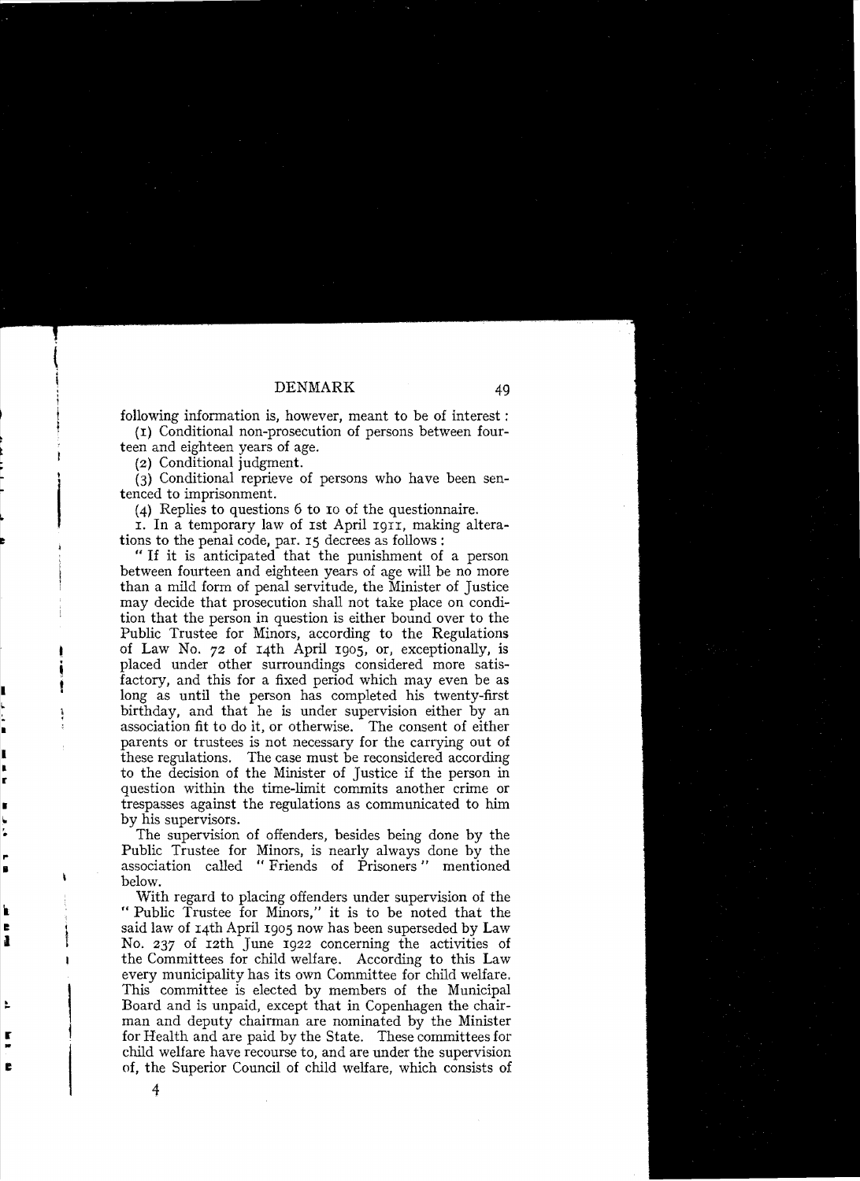following information is, however, meant to be of interest:

(1) Conditional non-prosecution of persons between fourteen and eighteen years of age.

(2) Conditional judgment.

(3) Conditional reprieve of persons who have been sentenced to imprisonment.

(4) Replies to questions 6 to 10 of the questionnaire.

1. In a temporary law of 1st April 1911, making alterations to the penal code, par. 15 decrees as follows:

"If it is anticipated that the punishment of a person between fourteen and eighteen years of age will be no more than a mild form of penal servitude, the Minister of Justice may decide that prosecution shall not take place on condition that the person in question is either bound over to the Public Trustee for Minors, according to the Regulations of Law No. 72 of 14th April 1905, or, exceptionally, is placed under other surroundings considered more satisfactory, and this for a fixed period which may even be as long as until the person has completed his twenty-first birthday, and that he is under supervision either by an association fit to do it, or otherwise. The consent of either parents or trustees is not necessary for the carrying out of these regulations. The case must be reconsidered according to the decision of the Minister of Justice if the person in question within the time-limit commits another crime or trespasses against the regulations as communicated to him by his supervisors.

The supervision of offenders, besides being done by the Public Trustee for Minors, is nearly always done by the association called "Friends of Prisoners" mentioned below.

With regard to placing offenders under supervision of the "Public Trustee for Minors," it is to be noted that the said law of 14th April 1905 now has been superseded by Law No. 237 of 12th June 1922 concerning the activities of the Committees for child welfare. According to this Law every municipality has its own Committee for child welfare. This committee is elected by members of the Municipal Board and is unpaid, except that in Copenhagen the chairman and deputy chairman are nominated by the Minister for Health and are paid by the State. These committees for child welfare have recourse to, and are under the supervision of, the Superior Council of child welfare, which consists of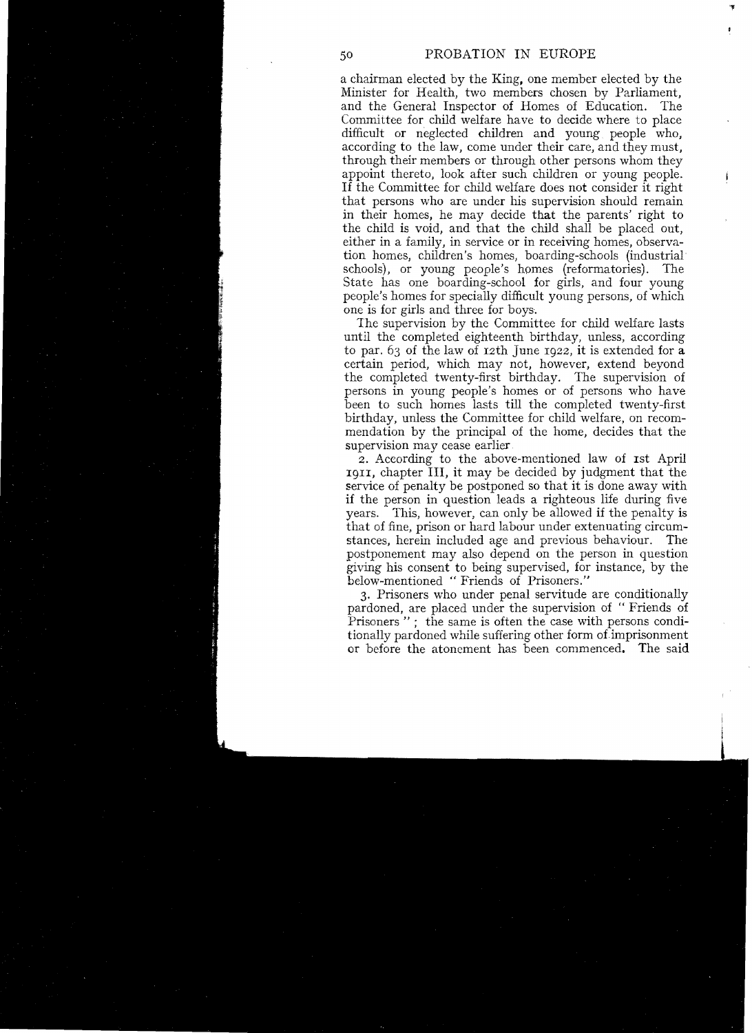a chairman elected by the King, one member elected by the Minister for Health, two members chosen by Parliament, and the General Inspector of Homes of Education. The Committee for child welfare have to decide where to place difficult or neglected children and young people who, according to the law, come under their care, and they must, through their members or through other persons whom they appoint thereto, look after such children or young people. If the Committee for child welfare does not consider it right that persons who are under his supervision should remain in their homes, he may decide that the parents' right to the child is void, and that the child shall be placed out, either in a family, in service or in receiving homes, observation homes, children's homes, boarding-schools (industrial schools), or young people's homes (reformatories). The State has one boarding-school for girls, and four young people's homes for specially difficult young persons, of which one is for girls and three for boys.

The supervision by the Committee for child welfare lasts until the completed eighteenth birthday, unless, according to par. 63 of the law of 12th June 1922, it is extended for a certain period, which may not, however, extend beyond the completed twenty-first birthday. The supervision of persons in young people's homes or of persons who have been to such homes lasts till the completed twenty-first birthday, unless the Committee for child welfare, on recommendation by the principal of the home, decides that the supervision may cease earlier.

2. According to the above-mentioned law of 1st April 1911, chapter III, it may be decided by judgment that the service of penalty be postponed so that it is done away with if the person in question leads a righteous life during five years. This, however, can only be allowed if the penalty is that of fine, prison or hard labour under extenuating circumstances, herein included age and previous behaviour. The postponement may also depend on the person in question giving his consent to being supervised, for instance, by the below-mentioned "Friends of Prisoners."

3. Prisoners who under penal servitude are conditionally pardoned, are placed under the supervision of "Friends of Prisoners"; the same is often the case with persons conditionally pardoned while suffering other form of imprisonment or before the atonement has been commenced. The said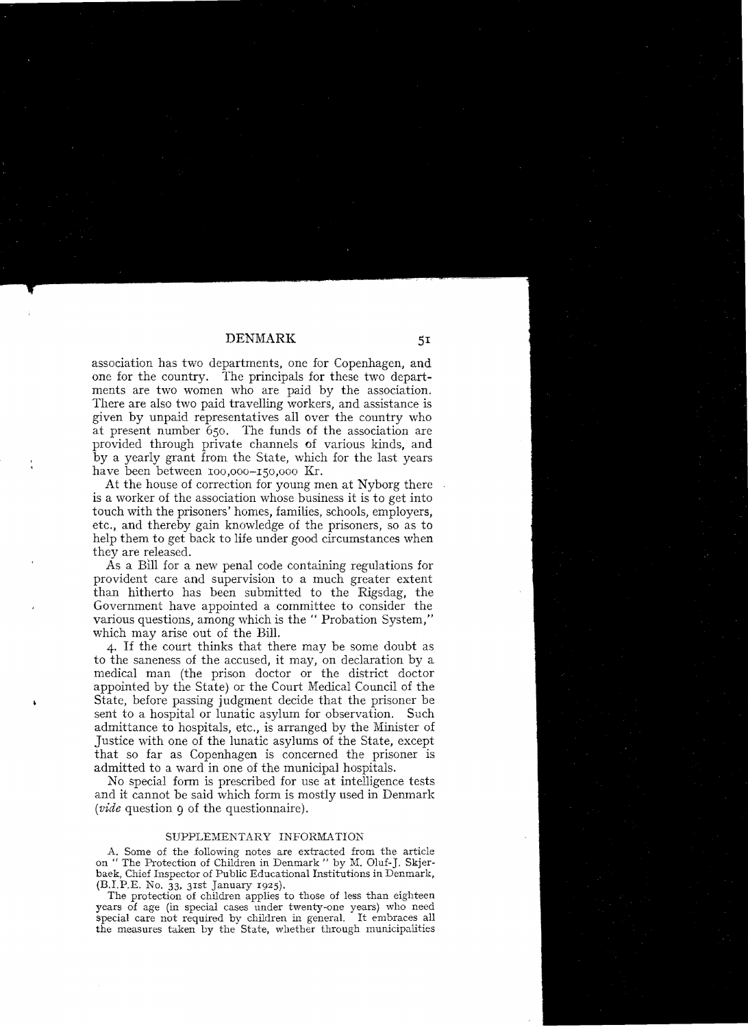association has two departments, one for Copenhagen, and one for the country. The principals for these two departments are two women who are paid by the association. There are also two paid travelling workers, and assistance is given by unpaid representatives all over the country who at present number 650. The funds of the association are provided through private channels of various kinds, and by a yearly grant from the State, which for the last years have been between 100,000–150,000 Kr.

At the house of correction for young men at Nyborg there is a worker of the association whose business it is to get into touch with the prisoners' homes, families, schools, employers, etc., and thereby gain knowledge of the prisoners, so as to help them to get back to life under good circumstances when they are released.

As a Bill for a new penal code containing regulations for provident care and supervision to a much greater extent than hitherto has been submitted to the Rigsdag, the Government have appointed a committee to consider the various questions, among which is the "Probation System," which may arise out of the Bill.

4. If the court thinks that there may be some doubt as to the saneness of the accused, it may, on declaration by a medical man (the prison doctor or the district doctor appointed by the State) or the Court Medical Council of the State, before passing judgment decide that the prisoner be sent to a hospital or lunatic asylum for observation. Such admittance to hospitals, etc., is arranged by the Minister of Justice with one of the lunatic asylums of the State, except that so far as Copenhagen is concerned the prisoner is admitted to a ward in one of the municipal hospitals.

No special form is prescribed for use at intelligence tests and it cannot be said which form is mostly used in Denmark (*vide* question 9 of the questionnaire).

## SUPPLEMENTARY INFORMATION

A. Some of the following notes are extracted from the article on "The Protection of Children in Denmark" by M. Oluf-J. Skjerbaek, Chief Inspector of Public Educational Institutions in Denmark, (B.I.P.E. No. 33, 31st January 1925).

The protection of children applies to those of less than eighteen years of age (in special cases under twenty-one years) who need special care not required by children in general. It embraces all the measures taken by the State, whether through municipalities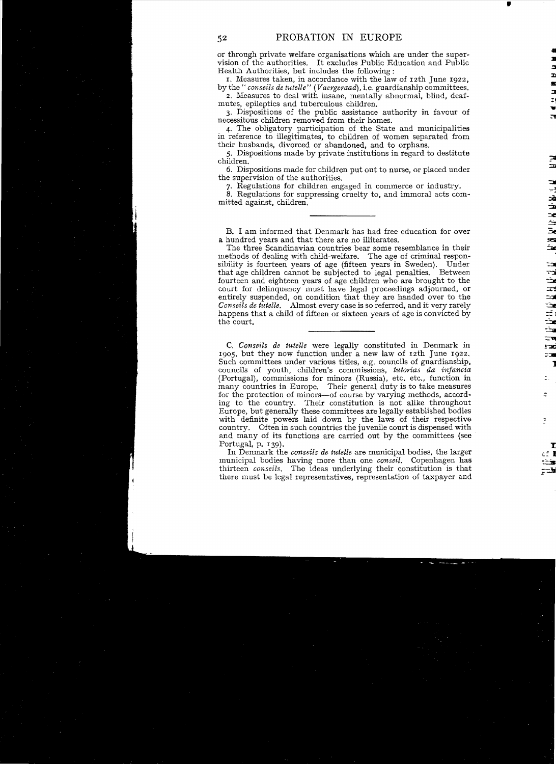or through private welfare organisations which are under the supervision of the authorities. It excludes Public Education and Public Health Authorities, but includes the following:

1. Measures taken, in accordance with the law of 12th June 1922, by the "*conseils de tutelle*" (*Vaergeraad*), i.e. guardianship committees.
2. Measures to deal with insane, mentally abnormal, blind, deaf-mutes, epileptics and tuberculous children.
3. Dispositions of the public assistance authority in favour of necessitous children removed from their homes.
4. The obligatory participation of the State and municipalities in reference to illegitimates, to children of women separated from their husbands, divorced or abandoned, and to orphans.
5. Dispositions made by private institutions in regard to destitute children.
6. Dispositions made for children put out to nurse, or placed under the supervision of the authorities.
7. Regulations for children engaged in commerce or industry.
8. Regulations for suppressing cruelty to, and immoral acts committed against, children.

---

B. I am informed that Denmark has had free education for over a hundred years and that there are no illiterates.

The three Scandinavian countries bear some resemblance in their methods of dealing with child-welfare. The age of criminal responsibility is fourteen years of age (fifteen years in Sweden). Under that age children cannot be subjected to legal penalties. Between fourteen and eighteen years of age children who are brought to the court for delinquency must have legal proceedings adjourned, or entirely suspended, on condition that they are handed over to the *Conseils de tutelle*. Almost every case is so referred, and it very rarely happens that a child of fifteen or sixteen years of age is convicted by the court.

---

C. *Conseils de tutelle* were legally constituted in Denmark in 1905, but they now function under a new law of 12th June 1922. Such committees under various titles, e.g. councils of guardianship, councils of youth, children's commissions, *tutorias da infancia* (Portugal), commissions for minors (Russia), etc. etc., function in many countries in Europe. Their general duty is to take measures for the protection of minors—of course by varying methods, according to the country. Their constitution is not alike throughout Europe, but generally these committees are legally established bodies with definite powers laid down by the laws of their respective country. Often in such countries the juvenile court is dispensed with and many of its functions are carried out by the committees (see Portugal, p. 139).

In Denmark the *conseils de tutelle* are municipal bodies, the larger municipal bodies having more than one *conseil*. Copenhagen has thirteen *conseils*. The ideas underlying their constitution is that there must be legal representatives, representation of taxpayer and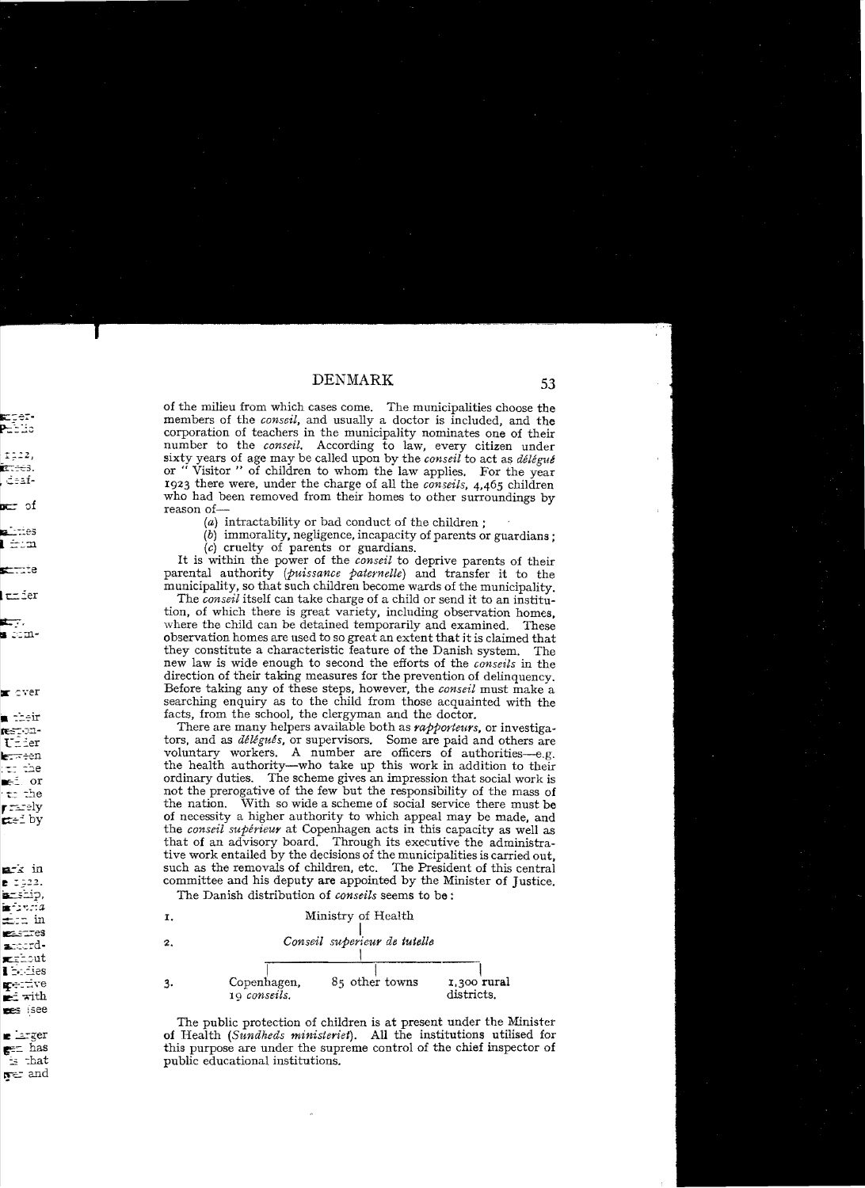of the milieu from which cases come. The municipalities choose the members of the *conseil*, and usually a doctor is included, and the corporation of teachers in the municipality nominates one of their number to the *conseil*. According to law, every citizen under sixty years of age may be called upon by the *conseil* to act as *délégué* or "Visitor" of children to whom the law applies. For the year 1923 there were, under the charge of all the *conseils*, 4,465 children who had been removed from their homes to other surroundings by reason of—

(*a*) intractability or bad conduct of the children;

(*b*) immorality, negligence, incapacity of parents or guardians;

(*c*) cruelty of parents or guardians.

It is within the power of the *conseil* to deprive parents of their parental authority (*puissance paternelle*) and transfer it to the municipality, so that such children become wards of the municipality.

The *conseil* itself can take charge of a child or send it to an institution, of which there is great variety, including observation homes, where the child can be detained temporarily and examined. These observation homes are used to so great an extent that it is claimed that they constitute a characteristic feature of the Danish system. The new law is wide enough to second the efforts of the *conseils* in the direction of their taking measures for the prevention of delinquency. Before taking any of these steps, however, the *conseil* must make a searching enquiry as to the child from those acquainted with the facts, from the school, the clergyman and the doctor.

There are many helpers available both as *rapporteurs*, or investigators, and as *délégués*, or supervisors. Some are paid and others are voluntary workers. A number are officers of authorities—e.g. the health authority—who take up this work in addition to their ordinary duties. The scheme gives an impression that social work is not the prerogative of the few but the responsibility of the mass of the nation. With so wide a scheme of social service there must be of necessity a higher authority to which appeal may be made, and the *conseil supérieur* at Copenhagen acts in this capacity as well as that of an advisory board. Through its executive the administrative work entailed by the decisions of the municipalities is carried out, such as the removals of children, etc. The President of this central committee and his deputy are appointed by the Minister of Justice.

The Danish distribution of *conseils* seems to be:

1. Ministry of Health
2. *Conseil superieur de tutelle*
3. Copenhagen, 19 *conseils*. | 85 other towns | 1,300 rural districts.

The public protection of children is at present under the Minister of Health (*Sundheds ministeriet*). All the institutions utilised for this purpose are under the supreme control of the chief inspector of public educational institutions.